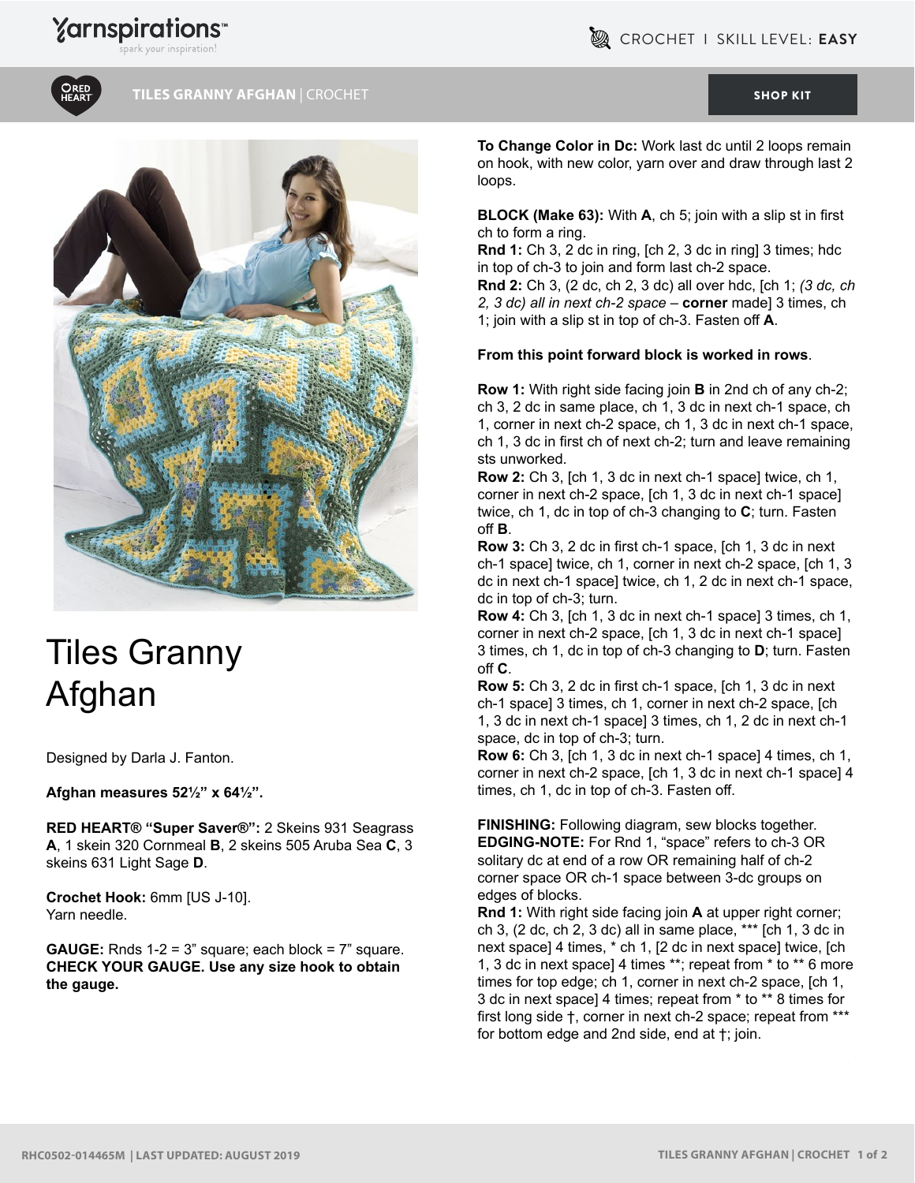# Tiles Granny Afghan

Designed by Darla J. Fanton.

**Afghan measures 52½" x 64½".**

**RED HEART® "Super Saver®":** 2 Skeins 931 Seagrass **A**, 1 skein 320 Cornmeal **B**, 2 skeins 505 Aruba Sea **C**, 3 skeins 631 Light Sage **D**.

**Crochet Hook:** 6mm [US J-10].
Yarn needle.

**GAUGE:** Rnds 1-2 = 3" square; each block = 7" square. **CHECK YOUR GAUGE. Use any size hook to obtain the gauge.**

**To Change Color in Dc:** Work last dc until 2 loops remain on hook, with new color, yarn over and draw through last 2 loops.

**BLOCK (Make 63):** With **A**, ch 5; join with a slip st in first ch to form a ring.
**Rnd 1:** Ch 3, 2 dc in ring, [ch 2, 3 dc in ring] 3 times; hdc in top of ch-3 to join and form last ch-2 space.
**Rnd 2:** Ch 3, (2 dc, ch 2, 3 dc) all over hdc, [ch 1; *(3 dc, ch 2, 3 dc) all in next ch-2 space* – **corner** made] 3 times, ch 1; join with a slip st in top of ch-3. Fasten off **A**.

**From this point forward block is worked in rows**.

**Row 1:** With right side facing join **B** in 2nd ch of any ch-2; ch 3, 2 dc in same place, ch 1, 3 dc in next ch-1 space, ch 1, corner in next ch-2 space, ch 1, 3 dc in next ch-1 space, ch 1, 3 dc in first ch of next ch-2; turn and leave remaining sts unworked.
**Row 2:** Ch 3, [ch 1, 3 dc in next ch-1 space] twice, ch 1, corner in next ch-2 space, [ch 1, 3 dc in next ch-1 space] twice, ch 1, dc in top of ch-3 changing to **C**; turn. Fasten off **B**.
**Row 3:** Ch 3, 2 dc in first ch-1 space, [ch 1, 3 dc in next ch-1 space] twice, ch 1, corner in next ch-2 space, [ch 1, 3 dc in next ch-1 space] twice, ch 1, 2 dc in next ch-1 space, dc in top of ch-3; turn.
**Row 4:** Ch 3, [ch 1, 3 dc in next ch-1 space] 3 times, ch 1, corner in next ch-2 space, [ch 1, 3 dc in next ch-1 space] 3 times, ch 1, dc in top of ch-3 changing to **D**; turn. Fasten off **C**.
**Row 5:** Ch 3, 2 dc in first ch-1 space, [ch 1, 3 dc in next ch-1 space] 3 times, ch 1, corner in next ch-2 space, [ch 1, 3 dc in next ch-1 space] 3 times, ch 1, 2 dc in next ch-1 space, dc in top of ch-3; turn.
**Row 6:** Ch 3, [ch 1, 3 dc in next ch-1 space] 4 times, ch 1, corner in next ch-2 space, [ch 1, 3 dc in next ch-1 space] 4 times, ch 1, dc in top of ch-3. Fasten off.

**FINISHING:** Following diagram, sew blocks together.
**EDGING-NOTE:** For Rnd 1, "space" refers to ch-3 OR solitary dc at end of a row OR remaining half of ch-2 corner space OR ch-1 space between 3-dc groups on edges of blocks.
**Rnd 1:** With right side facing join **A** at upper right corner; ch 3, (2 dc, ch 2, 3 dc) all in same place, *** [ch 1, 3 dc in next space] 4 times, * ch 1, [2 dc in next space] twice, [ch 1, 3 dc in next space] 4 times **; repeat from * to ** 6 more times for top edge; ch 1, corner in next ch-2 space, [ch 1, 3 dc in next space] 4 times; repeat from * to ** 8 times for first long side †, corner in next ch-2 space; repeat from *** for bottom edge and 2nd side, end at †; join.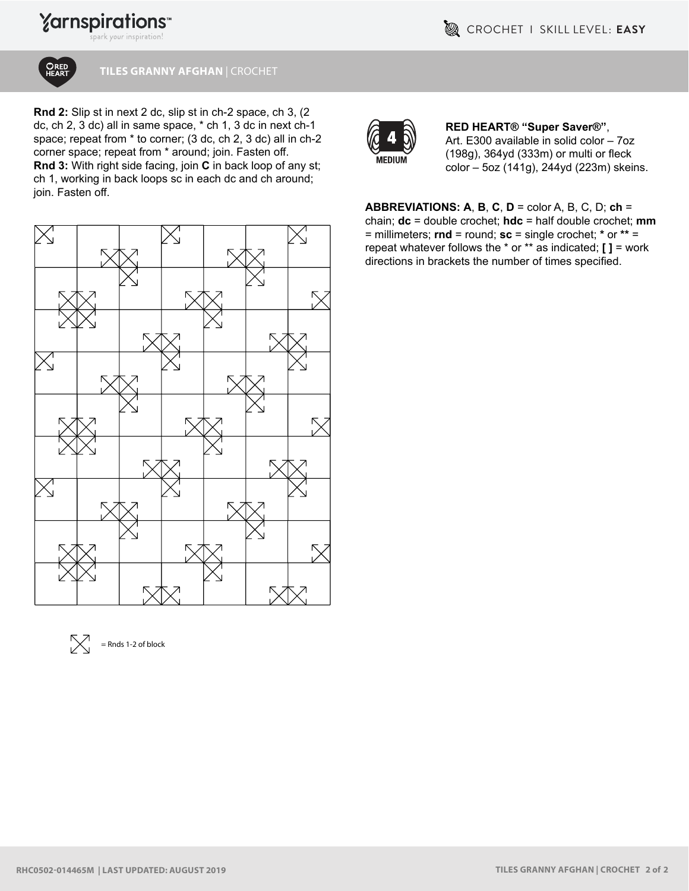**Rnd 2:** Slip st in next 2 dc, slip st in ch-2 space, ch 3, (2 dc, ch 2, 3 dc) all in same space, * ch 1, 3 dc in next ch-1 space; repeat from * to corner; (3 dc, ch 2, 3 dc) all in ch-2 corner space; repeat from * around; join. Fasten off.

**Rnd 3:** With right side facing, join **C** in back loop of any st; ch 1, working in back loops sc in each dc and ch around; join. Fasten off.

= Rnds 1-2 of block

**RED HEART® "Super Saver®"**, Art. E300 available in solid color – 7oz (198g), 364yd (333m) or multi or fleck color – 5oz (141g), 244yd (223m) skeins.

**ABBREVIATIONS: A**, **B**, **C**, **D** = color A, B, C, D; **ch** = chain; **dc** = double crochet; **hdc** = half double crochet; **mm** = millimeters; **rnd** = round; **sc** = single crochet; * or ** = repeat whatever follows the * or ** as indicated; **[ ]** = work directions in brackets the number of times specified.